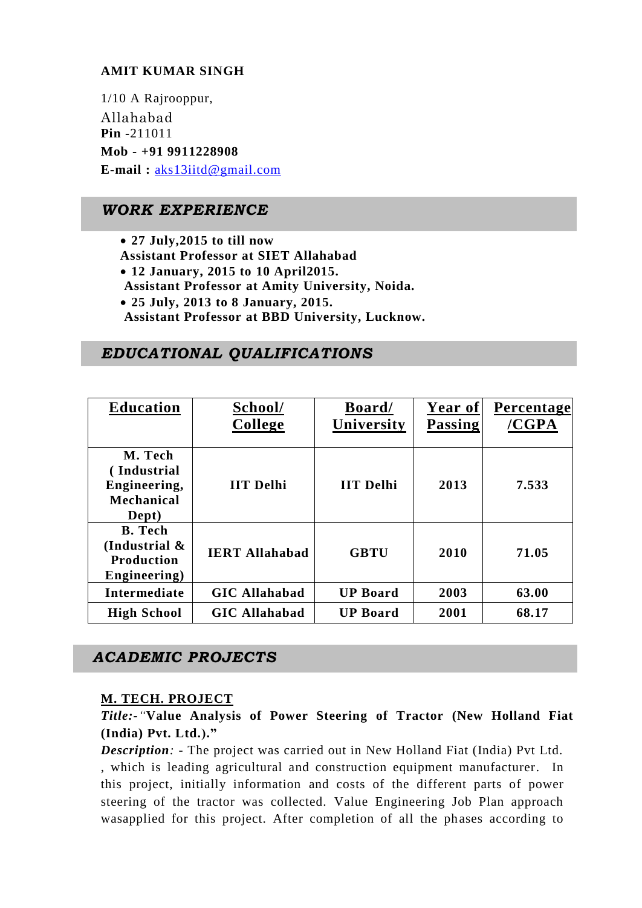**AMIT KUMAR SINGH**

1/10 A Rajrooppur,
Allahabad
**Pin** -211011
**Mob - +91 9911228908**
**E-mail :** aks13iitd@gmail.com

## *WORK EXPERIENCE*

- **27 July,2015 to till now**
  **Assistant Professor at SIET Allahabad**
- **12 January, 2015 to 10 April2015.**
  **Assistant Professor at Amity University, Noida.**
- **25 July, 2013 to 8 January, 2015.**
  **Assistant Professor at BBD University, Lucknow.**

## *EDUCATIONAL QUALIFICATIONS*

| Education | School/ College | Board/ University | Year of Passing | Percentage /CGPA |
|---|---|---|---|---|
| **M. Tech ( Industrial Engineering, Mechanical Dept)** | **IIT Delhi** | **IIT Delhi** | **2013** | **7.533** |
| **B. Tech (Industrial & Production Engineering)** | **IERT Allahabad** | **GBTU** | **2010** | **71.05** |
| **Intermediate** | **GIC Allahabad** | **UP Board** | **2003** | **63.00** |
| **High School** | **GIC Allahabad** | **UP Board** | **2001** | **68.17** |

## *ACADEMIC PROJECTS*

**M. TECH. PROJECT**

***Title:-*** *"***Value Analysis of Power Steering of Tractor (New Holland Fiat (India) Pvt. Ltd.).**"**

***Description****:* - The project was carried out in New Holland Fiat (India) Pvt Ltd. , which is leading agricultural and construction equipment manufacturer. In this project, initially information and costs of the different parts of power steering of the tractor was collected. Value Engineering Job Plan approach wasapplied for this project. After completion of all the phases according to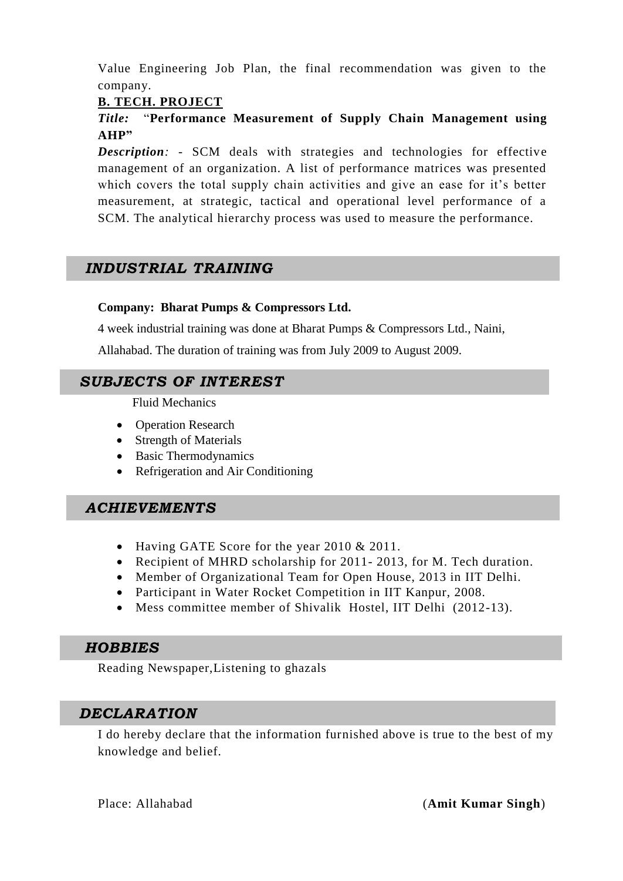Value Engineering Job Plan, the final recommendation was given to the company.

**B. TECH. PROJECT**

***Title:*** "**Performance Measurement of Supply Chain Management using AHP"**

***Description****:* - SCM deals with strategies and technologies for effective management of an organization. A list of performance matrices was presented which covers the total supply chain activities and give an ease for it's better measurement, at strategic, tactical and operational level performance of a SCM. The analytical hierarchy process was used to measure the performance.

## *INDUSTRIAL TRAINING*

**Company: Bharat Pumps & Compressors Ltd.**

4 week industrial training was done at Bharat Pumps & Compressors Ltd., Naini, Allahabad. The duration of training was from July 2009 to August 2009.

## *SUBJECTS OF INTEREST*

Fluid Mechanics

- Operation Research
- Strength of Materials
- Basic Thermodynamics
- Refrigeration and Air Conditioning

## *ACHIEVEMENTS*

- Having GATE Score for the year 2010 & 2011.
- Recipient of MHRD scholarship for 2011- 2013, for M. Tech duration.
- Member of Organizational Team for Open House, 2013 in IIT Delhi.
- Participant in Water Rocket Competition in IIT Kanpur, 2008.
- Mess committee member of Shivalik Hostel, IIT Delhi (2012-13).

## *HOBBIES*

Reading Newspaper,Listening to ghazals

## *DECLARATION*

I do hereby declare that the information furnished above is true to the best of my knowledge and belief.

Place: Allahabad (**Amit Kumar Singh**)